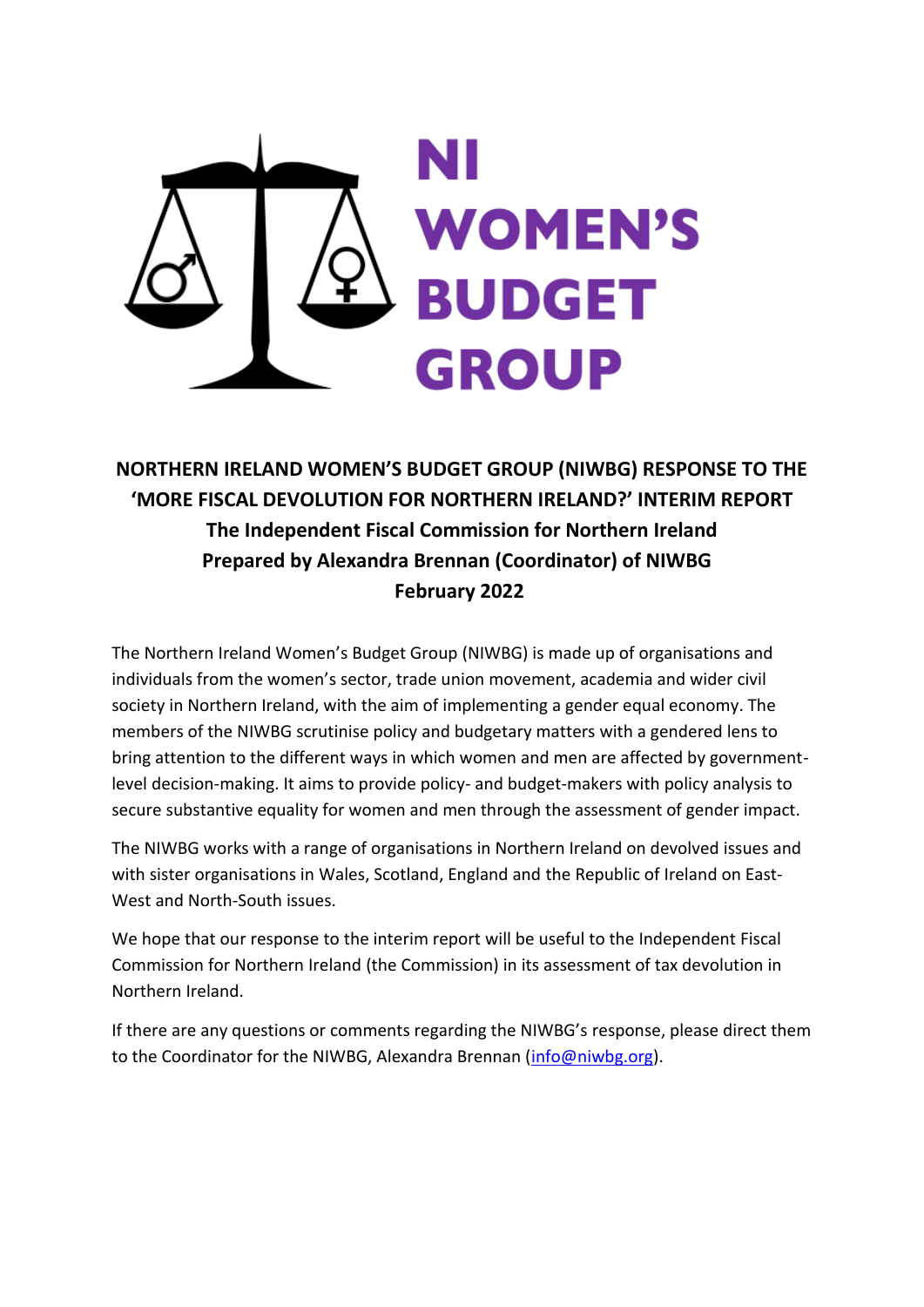NI WOMEN'S BUDGET GROUP

**NORTHERN IRELAND WOMEN'S BUDGET GROUP (NIWBG) RESPONSE TO THE 'MORE FISCAL DEVOLUTION FOR NORTHERN IRELAND?' INTERIM REPORT**
**The Independent Fiscal Commission for Northern Ireland**
**Prepared by Alexandra Brennan (Coordinator) of NIWBG**
**February 2022**

The Northern Ireland Women's Budget Group (NIWBG) is made up of organisations and individuals from the women's sector, trade union movement, academia and wider civil society in Northern Ireland, with the aim of implementing a gender equal economy. The members of the NIWBG scrutinise policy and budgetary matters with a gendered lens to bring attention to the different ways in which women and men are affected by government-level decision-making. It aims to provide policy- and budget-makers with policy analysis to secure substantive equality for women and men through the assessment of gender impact.

The NIWBG works with a range of organisations in Northern Ireland on devolved issues and with sister organisations in Wales, Scotland, England and the Republic of Ireland on East-West and North-South issues.

We hope that our response to the interim report will be useful to the Independent Fiscal Commission for Northern Ireland (the Commission) in its assessment of tax devolution in Northern Ireland.

If there are any questions or comments regarding the NIWBG's response, please direct them to the Coordinator for the NIWBG, Alexandra Brennan (info@niwbg.org).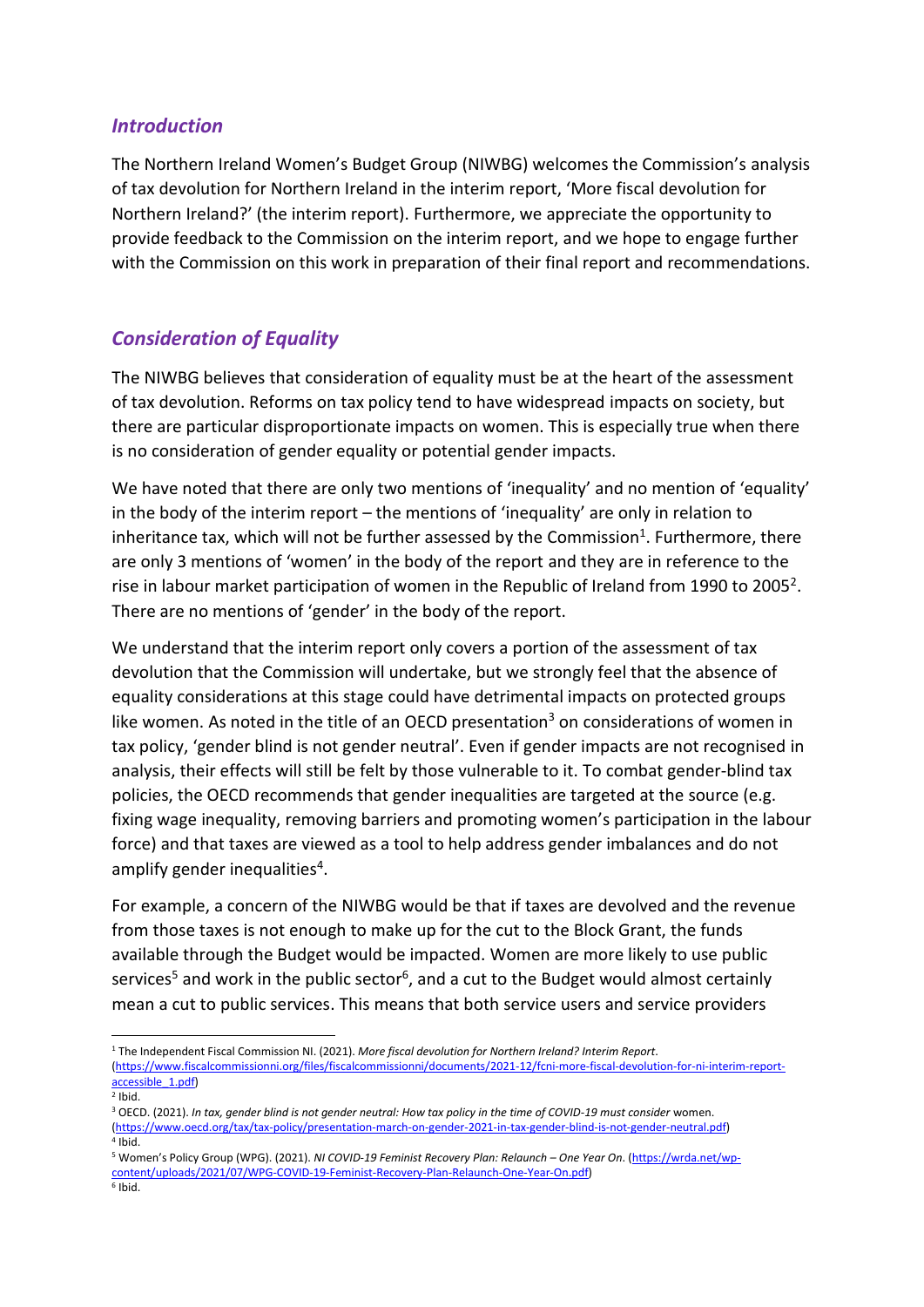## *Introduction*

The Northern Ireland Women's Budget Group (NIWBG) welcomes the Commission's analysis of tax devolution for Northern Ireland in the interim report, 'More fiscal devolution for Northern Ireland?' (the interim report). Furthermore, we appreciate the opportunity to provide feedback to the Commission on the interim report, and we hope to engage further with the Commission on this work in preparation of their final report and recommendations.

## *Consideration of Equality*

The NIWBG believes that consideration of equality must be at the heart of the assessment of tax devolution. Reforms on tax policy tend to have widespread impacts on society, but there are particular disproportionate impacts on women. This is especially true when there is no consideration of gender equality or potential gender impacts.

We have noted that there are only two mentions of 'inequality' and no mention of 'equality' in the body of the interim report – the mentions of 'inequality' are only in relation to inheritance tax, which will not be further assessed by the Commission[1]. Furthermore, there are only 3 mentions of 'women' in the body of the report and they are in reference to the rise in labour market participation of women in the Republic of Ireland from 1990 to 2005[2]. There are no mentions of 'gender' in the body of the report.

We understand that the interim report only covers a portion of the assessment of tax devolution that the Commission will undertake, but we strongly feel that the absence of equality considerations at this stage could have detrimental impacts on protected groups like women. As noted in the title of an OECD presentation[3] on considerations of women in tax policy, 'gender blind is not gender neutral'. Even if gender impacts are not recognised in analysis, their effects will still be felt by those vulnerable to it. To combat gender-blind tax policies, the OECD recommends that gender inequalities are targeted at the source (e.g. fixing wage inequality, removing barriers and promoting women's participation in the labour force) and that taxes are viewed as a tool to help address gender imbalances and do not amplify gender inequalities[4].

For example, a concern of the NIWBG would be that if taxes are devolved and the revenue from those taxes is not enough to make up for the cut to the Block Grant, the funds available through the Budget would be impacted. Women are more likely to use public services[5] and work in the public sector[6], and a cut to the Budget would almost certainly mean a cut to public services. This means that both service users and service providers

---

[1] The Independent Fiscal Commission NI. (2021). *More fiscal devolution for Northern Ireland? Interim Report*. (https://www.fiscalcommissionni.org/files/fiscalcommissionni/documents/2021-12/fcni-more-fiscal-devolution-for-ni-interim-report-accessible_1.pdf)

[2] Ibid.

[3] OECD. (2021). *In tax, gender blind is not gender neutral: How tax policy in the time of COVID-19 must consider* women. (https://www.oecd.org/tax/tax-policy/presentation-march-on-gender-2021-in-tax-gender-blind-is-not-gender-neutral.pdf)

[4] Ibid.

[5] Women's Policy Group (WPG). (2021). *NI COVID-19 Feminist Recovery Plan: Relaunch – One Year On*. (https://wrda.net/wp-content/uploads/2021/07/WPG-COVID-19-Feminist-Recovery-Plan-Relaunch-One-Year-On.pdf)

[6] Ibid.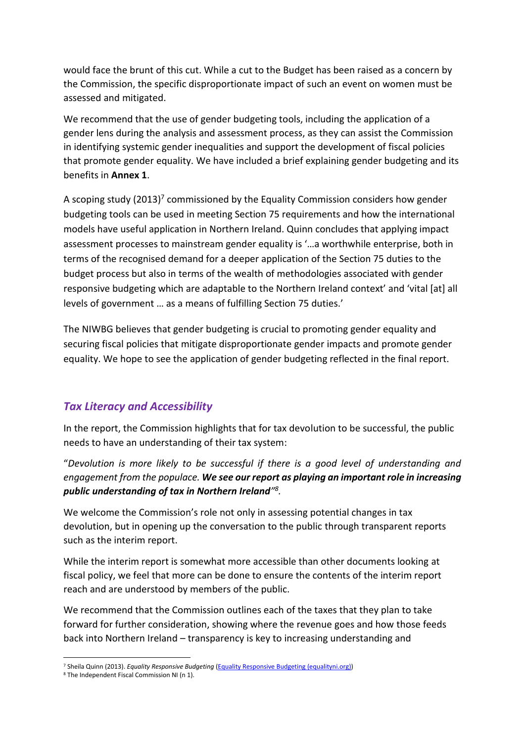would face the brunt of this cut. While a cut to the Budget has been raised as a concern by the Commission, the specific disproportionate impact of such an event on women must be assessed and mitigated.

We recommend that the use of gender budgeting tools, including the application of a gender lens during the analysis and assessment process, as they can assist the Commission in identifying systemic gender inequalities and support the development of fiscal policies that promote gender equality. We have included a brief explaining gender budgeting and its benefits in **Annex 1**.

A scoping study (2013)[7] commissioned by the Equality Commission considers how gender budgeting tools can be used in meeting Section 75 requirements and how the international models have useful application in Northern Ireland. Quinn concludes that applying impact assessment processes to mainstream gender equality is '…a worthwhile enterprise, both in terms of the recognised demand for a deeper application of the Section 75 duties to the budget process but also in terms of the wealth of methodologies associated with gender responsive budgeting which are adaptable to the Northern Ireland context' and 'vital [at] all levels of government … as a means of fulfilling Section 75 duties.'

The NIWBG believes that gender budgeting is crucial to promoting gender equality and securing fiscal policies that mitigate disproportionate gender impacts and promote gender equality. We hope to see the application of gender budgeting reflected in the final report.

## *Tax Literacy and Accessibility*

In the report, the Commission highlights that for tax devolution to be successful, the public needs to have an understanding of their tax system:

"*Devolution is more likely to be successful if there is a good level of understanding and engagement from the populace. **We see our report as playing an important role in increasing public understanding of tax in Northern Ireland**"[8].*

We welcome the Commission's role not only in assessing potential changes in tax devolution, but in opening up the conversation to the public through transparent reports such as the interim report.

While the interim report is somewhat more accessible than other documents looking at fiscal policy, we feel that more can be done to ensure the contents of the interim report reach and are understood by members of the public.

We recommend that the Commission outlines each of the taxes that they plan to take forward for further consideration, showing where the revenue goes and how those feeds back into Northern Ireland – transparency is key to increasing understanding and

---

[7] Sheila Quinn (2013). *Equality Responsive Budgeting* (Equality Responsive Budgeting (equalityni.org))

[8] The Independent Fiscal Commission NI (n 1).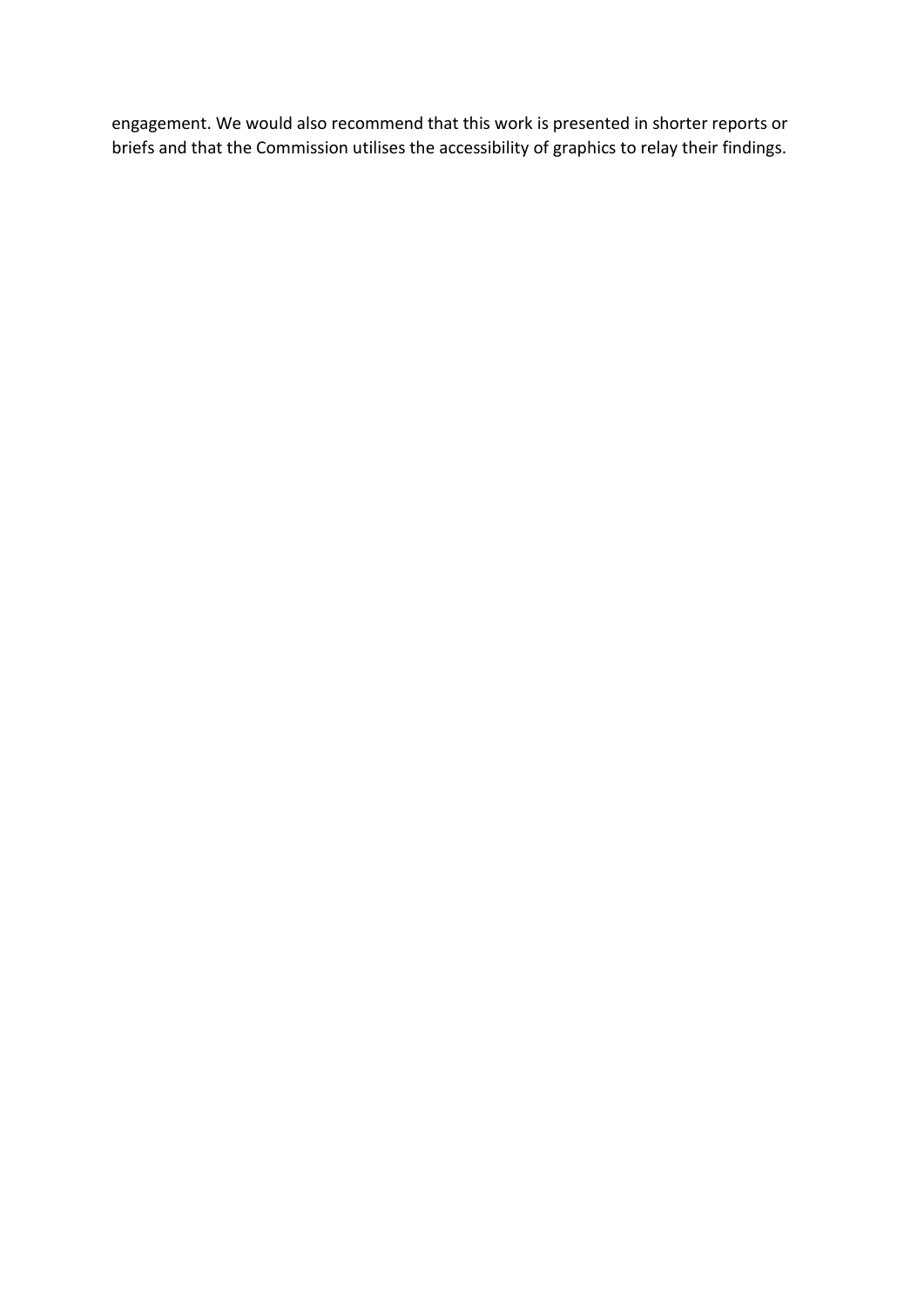engagement. We would also recommend that this work is presented in shorter reports or briefs and that the Commission utilises the accessibility of graphics to relay their findings.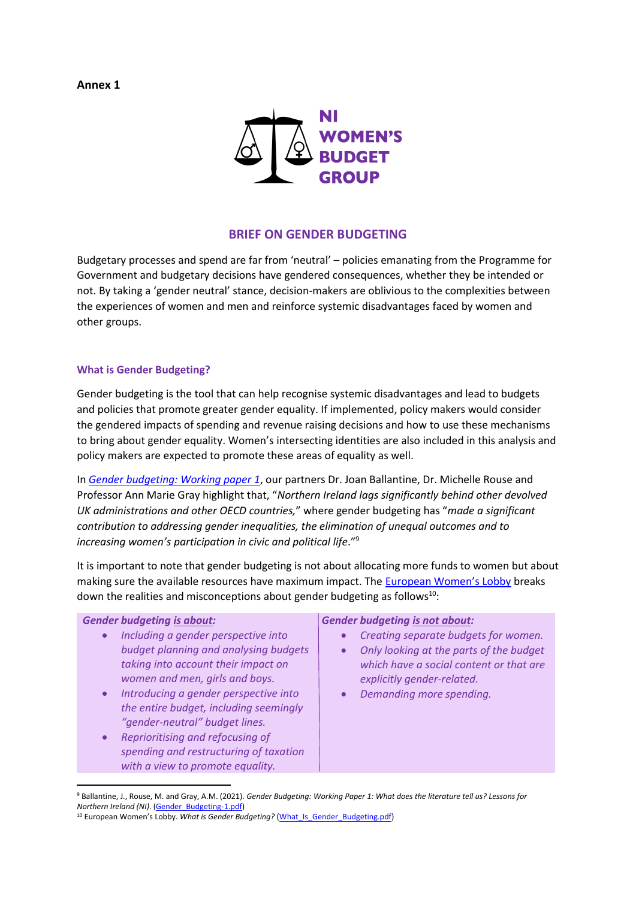**Annex 1**

NI WOMEN'S BUDGET GROUP

## BRIEF ON GENDER BUDGETING

Budgetary processes and spend are far from 'neutral' – policies emanating from the Programme for Government and budgetary decisions have gendered consequences, whether they be intended or not. By taking a 'gender neutral' stance, decision-makers are oblivious to the complexities between the experiences of women and men and reinforce systemic disadvantages faced by women and other groups.

### What is Gender Budgeting?

Gender budgeting is the tool that can help recognise systemic disadvantages and lead to budgets and policies that promote greater gender equality. If implemented, policy makers would consider the gendered impacts of spending and revenue raising decisions and how to use these mechanisms to bring about gender equality. Women's intersecting identities are also included in this analysis and policy makers are expected to promote these areas of equality as well.

In *Gender budgeting: Working paper 1*, our partners Dr. Joan Ballantine, Dr. Michelle Rouse and Professor Ann Marie Gray highlight that, "*Northern Ireland lags significantly behind other devolved UK administrations and other OECD countries,*" where gender budgeting has "*made a significant contribution to addressing gender inequalities, the elimination of unequal outcomes and to increasing women's participation in civic and political life*."[9]

It is important to note that gender budgeting is not about allocating more funds to women but about making sure the available resources have maximum impact. The European Women's Lobby breaks down the realities and misconceptions about gender budgeting as follows[10]:

| ***Gender budgeting is about:*** | ***Gender budgeting is not about:*** |
|---|---|
| • *Including a gender perspective into budget planning and analysing budgets taking into account their impact on women and men, girls and boys.*<br>• *Introducing a gender perspective into the entire budget, including seemingly "gender-neutral" budget lines.*<br>• *Reprioritising and refocusing of spending and restructuring of taxation with a view to promote equality.* | • *Creating separate budgets for women.*<br>• *Only looking at the parts of the budget which have a social content or that are explicitly gender-related.*<br>• *Demanding more spending.* |

---

[9] Ballantine, J., Rouse, M. and Gray, A.M. (2021). *Gender Budgeting: Working Paper 1: What does the literature tell us? Lessons for Northern Ireland (NI)*. (Gender_Budgeting-1.pdf)

[10] European Women's Lobby. *What is Gender Budgeting?* (What_Is_Gender_Budgeting.pdf)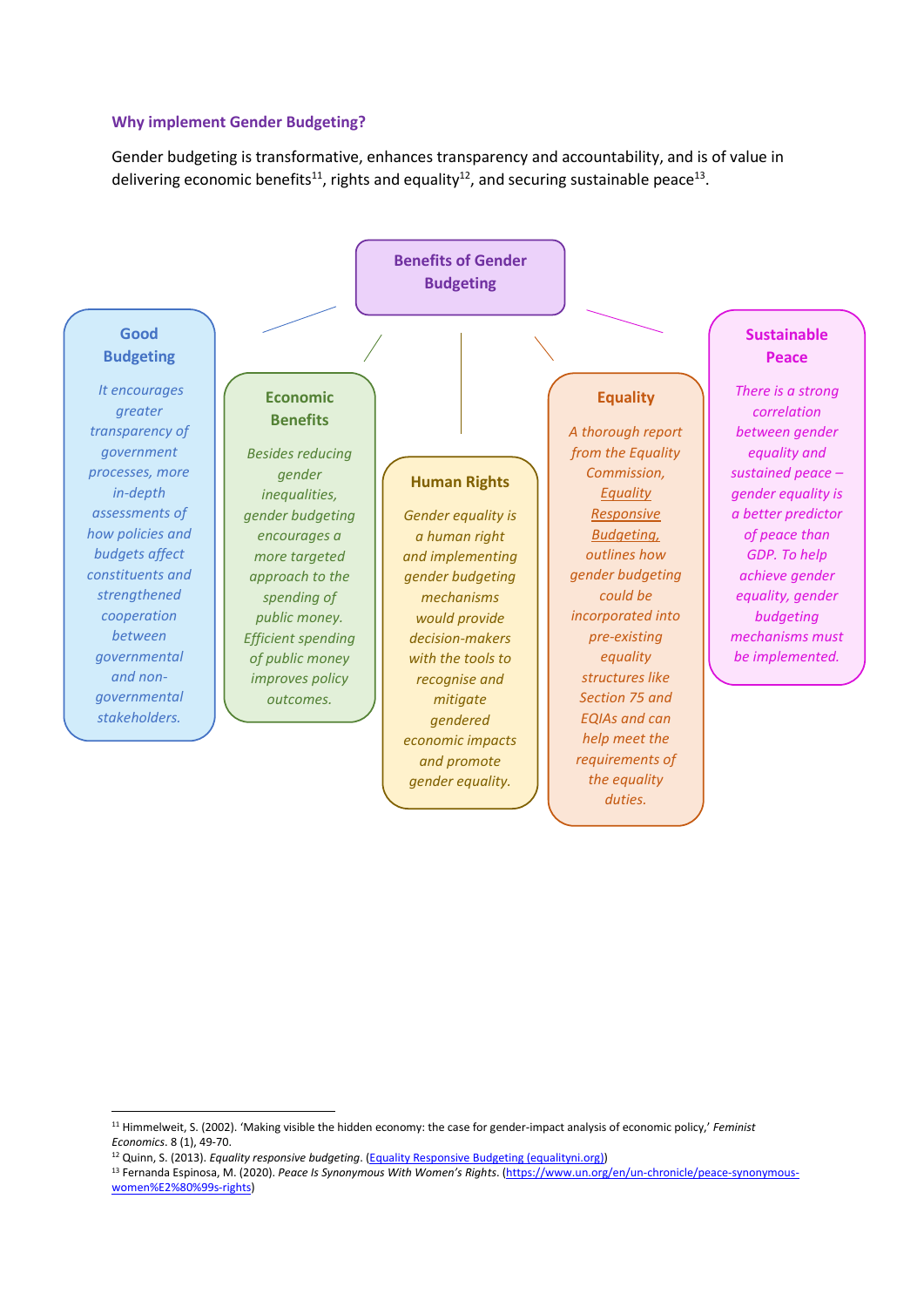### Why implement Gender Budgeting?

Gender budgeting is transformative, enhances transparency and accountability, and is of value in delivering economic benefits[11], rights and equality[12], and securing sustainable peace[13].

**Benefits of Gender Budgeting**

**Good Budgeting**

*It encourages greater transparency of government processes, more in-depth assessments of how policies and budgets affect constituents and strengthened cooperation between governmental and non-governmental stakeholders.*

**Economic Benefits**

*Besides reducing gender inequalities, gender budgeting encourages a more targeted approach to the spending of public money. Efficient spending of public money improves policy outcomes.*

**Human Rights**

*Gender equality is a human right and implementing gender budgeting mechanisms would provide decision-makers with the tools to recognise and mitigate gendered economic impacts and promote gender equality.*

**Equality**

*A thorough report from the Equality Commission, Equality Responsive Budgeting, outlines how gender budgeting could be incorporated into pre-existing equality structures like Section 75 and EQIAs and can help meet the requirements of the equality duties.*

**Sustainable Peace**

*There is a strong correlation between gender equality and sustained peace – gender equality is a better predictor of peace than GDP. To help achieve gender equality, gender budgeting mechanisms must be implemented.*

---

[11] Himmelweit, S. (2002). 'Making visible the hidden economy: the case for gender-impact analysis of economic policy,' *Feminist Economics*. 8 (1), 49-70.

[12] Quinn, S. (2013). *Equality responsive budgeting*. (Equality Responsive Budgeting (equalityni.org))

[13] Fernanda Espinosa, M. (2020). *Peace Is Synonymous With Women's Rights*. (https://www.un.org/en/un-chronicle/peace-synonymous-women%E2%80%99s-rights)